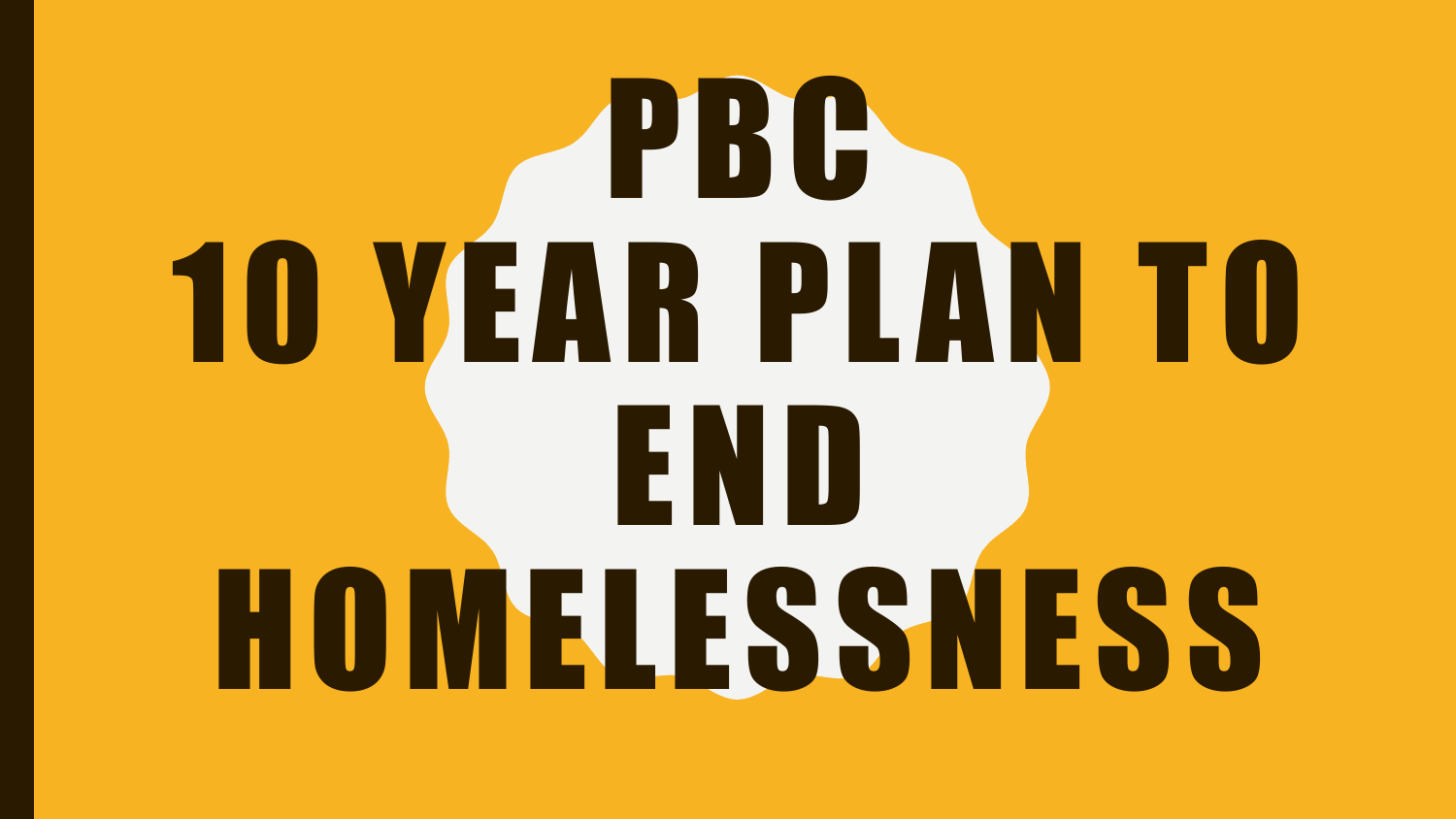# PBC 10 YEAR PLAN TO END HOMELESSNESS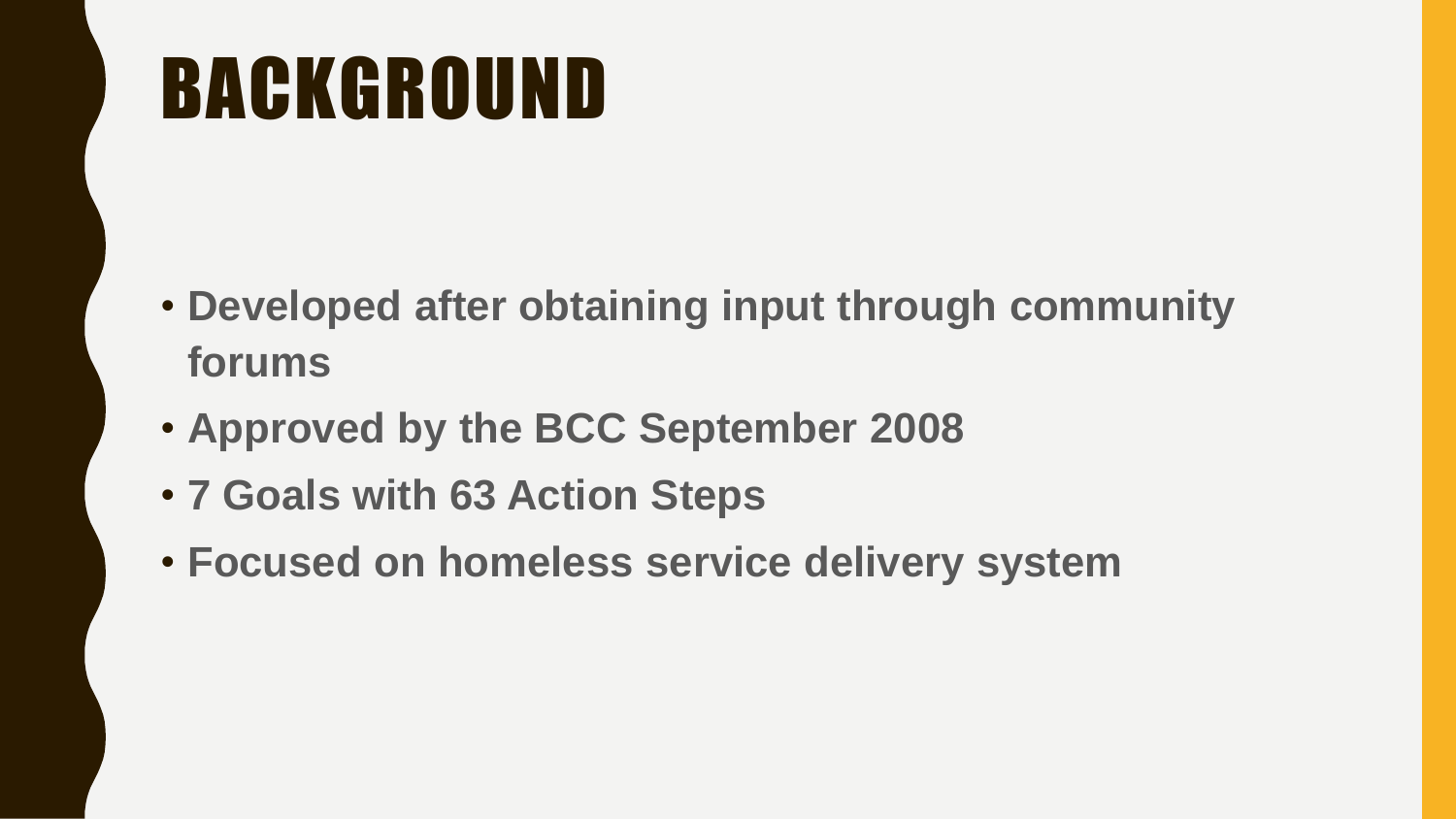# BACKGROUND

- **Developed after obtaining input through community forums**
- **Approved by the BCC September 2008**
- **7 Goals with 63 Action Steps**
- **Focused on homeless service delivery system**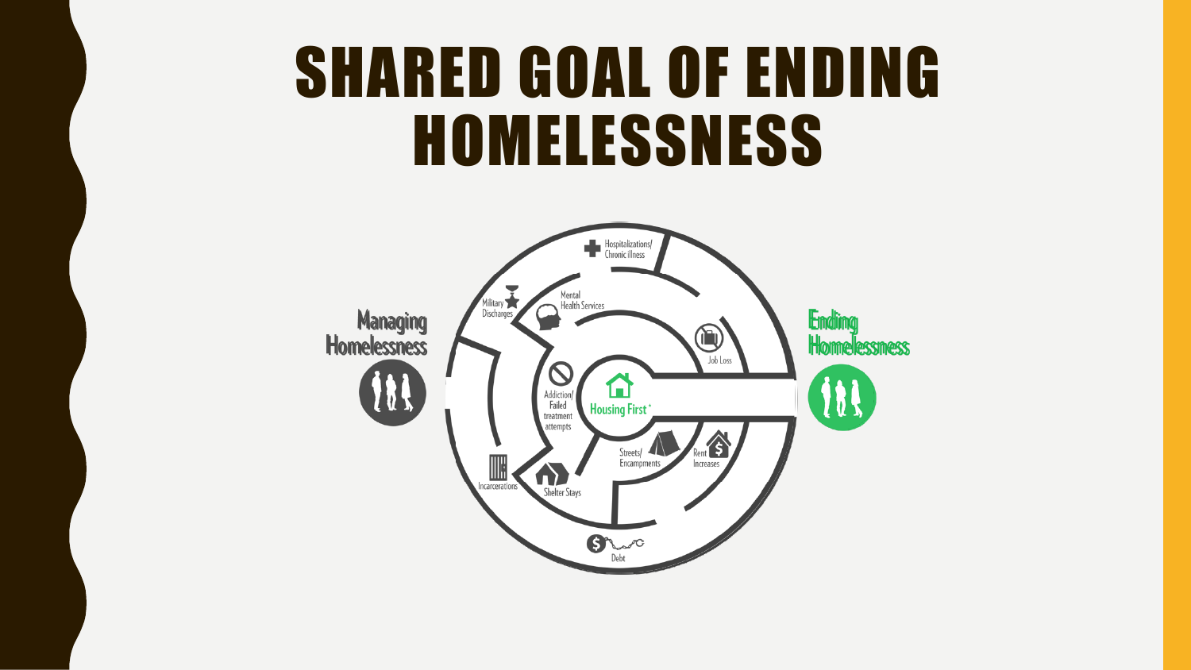# SHARED GOAL OF ENDING HOMELESSNESS

Managing Homelessness

Ending Homelessness

Housing First

Hospitalizations/ Chronic illness

Mental Health Services

Military Discharges

Job Loss

Addiction/ Failed treatment attempts

Streets/ Encampments

Rent Increases

Incarcerations

Shelter Stays

Debt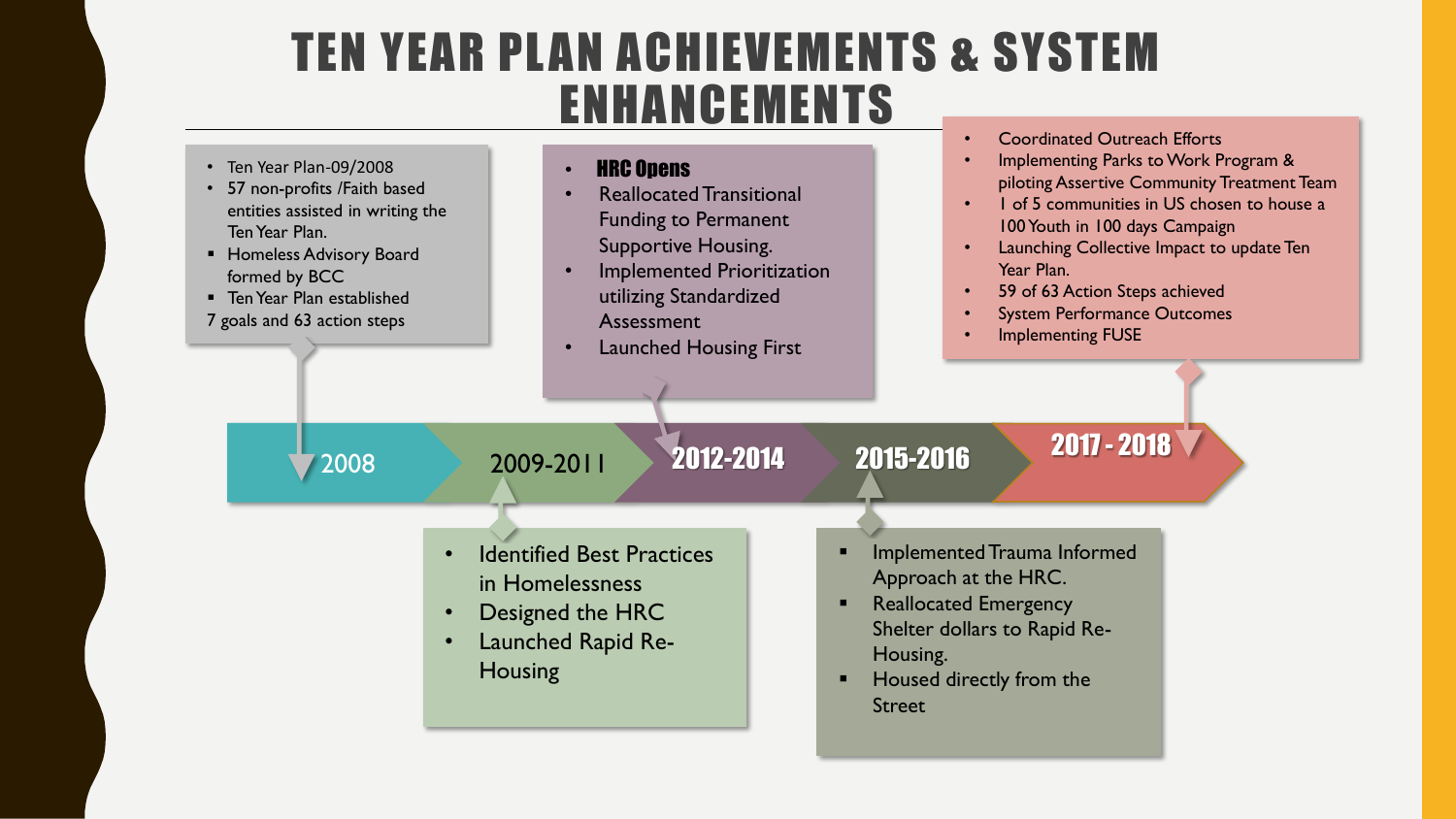# TEN YEAR PLAN ACHIEVEMENTS & SYSTEM ENHANCEMENTS

## 2008

- Ten Year Plan-09/2008
- 57 non-profits /Faith based entities assisted in writing the Ten Year Plan.
- Homeless Advisory Board formed by BCC
- Ten Year Plan established

7 goals and 63 action steps

## 2009-2011

- Identified Best Practices in Homelessness
- Designed the HRC
- Launched Rapid Re-Housing

## 2012-2014

- **HRC Opens**
- Reallocated Transitional Funding to Permanent Supportive Housing.
- Implemented Prioritization utilizing Standardized Assessment
- Launched Housing First

## 2015-2016

- Implemented Trauma Informed Approach at the HRC.
- Reallocated Emergency Shelter dollars to Rapid Re-Housing.
- Housed directly from the Street

## 2017 - 2018

- Coordinated Outreach Efforts
- Implementing Parks to Work Program & piloting Assertive Community Treatment Team
- 1 of 5 communities in US chosen to house a 100 Youth in 100 days Campaign
- Launching Collective Impact to update Ten Year Plan.
- 59 of 63 Action Steps achieved
- System Performance Outcomes
- Implementing FUSE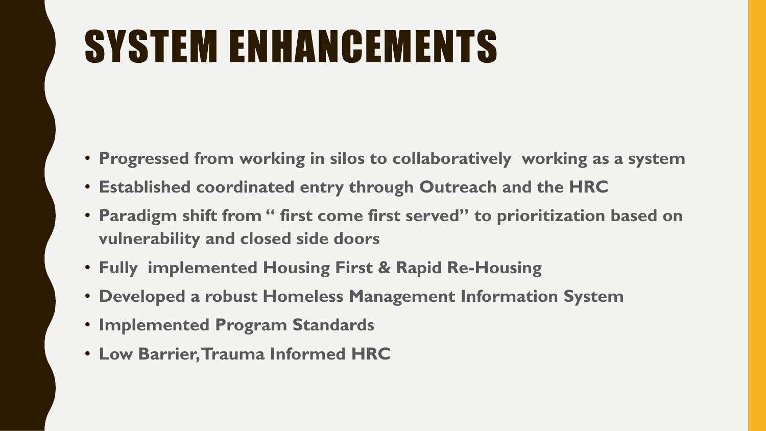# SYSTEM ENHANCEMENTS

- **Progressed from working in silos to collaboratively working as a system**
- **Established coordinated entry through Outreach and the HRC**
- **Paradigm shift from " first come first served" to prioritization based on vulnerability and closed side doors**
- **Fully implemented Housing First & Rapid Re-Housing**
- **Developed a robust Homeless Management Information System**
- **Implemented Program Standards**
- **Low Barrier, Trauma Informed HRC**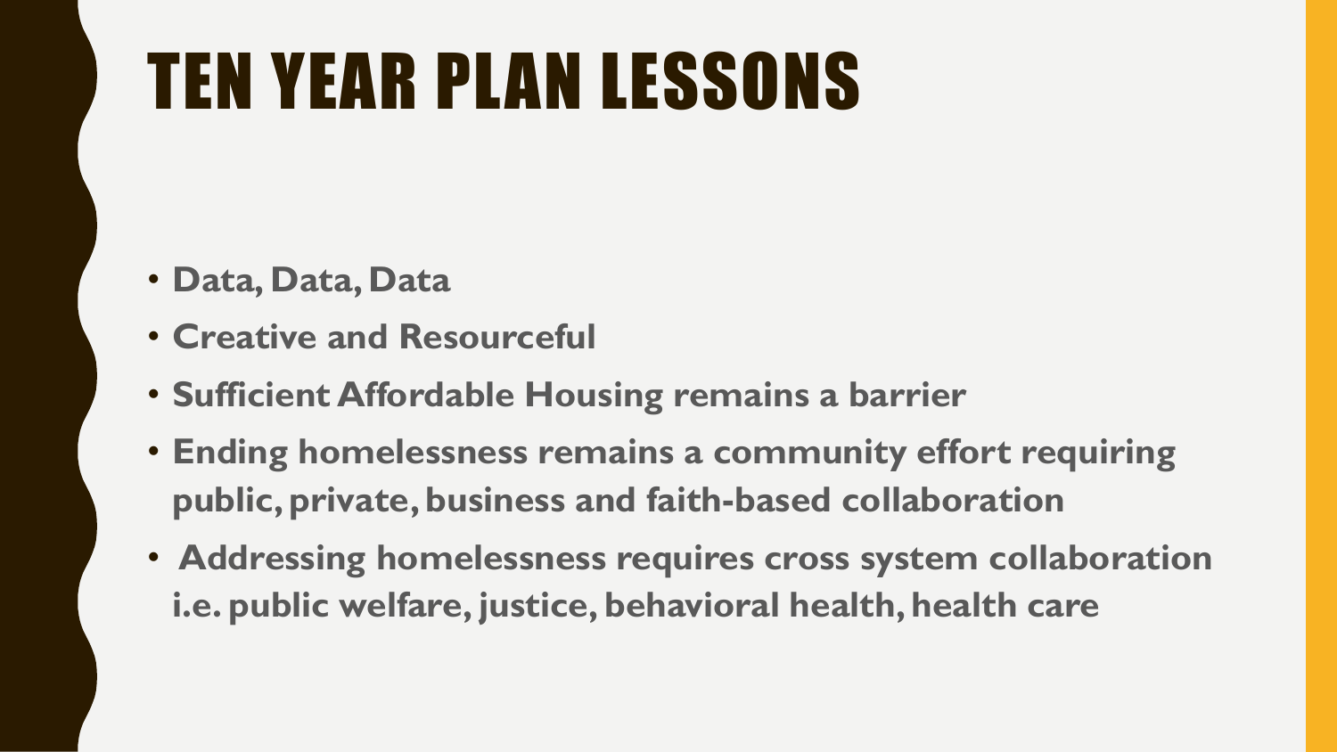# TEN YEAR PLAN LESSONS

- **Data, Data, Data**
- **Creative and Resourceful**
- **Sufficient Affordable Housing remains a barrier**
- **Ending homelessness remains a community effort requiring public, private, business and faith-based collaboration**
- **Addressing homelessness requires cross system collaboration i.e. public welfare, justice, behavioral health, health care**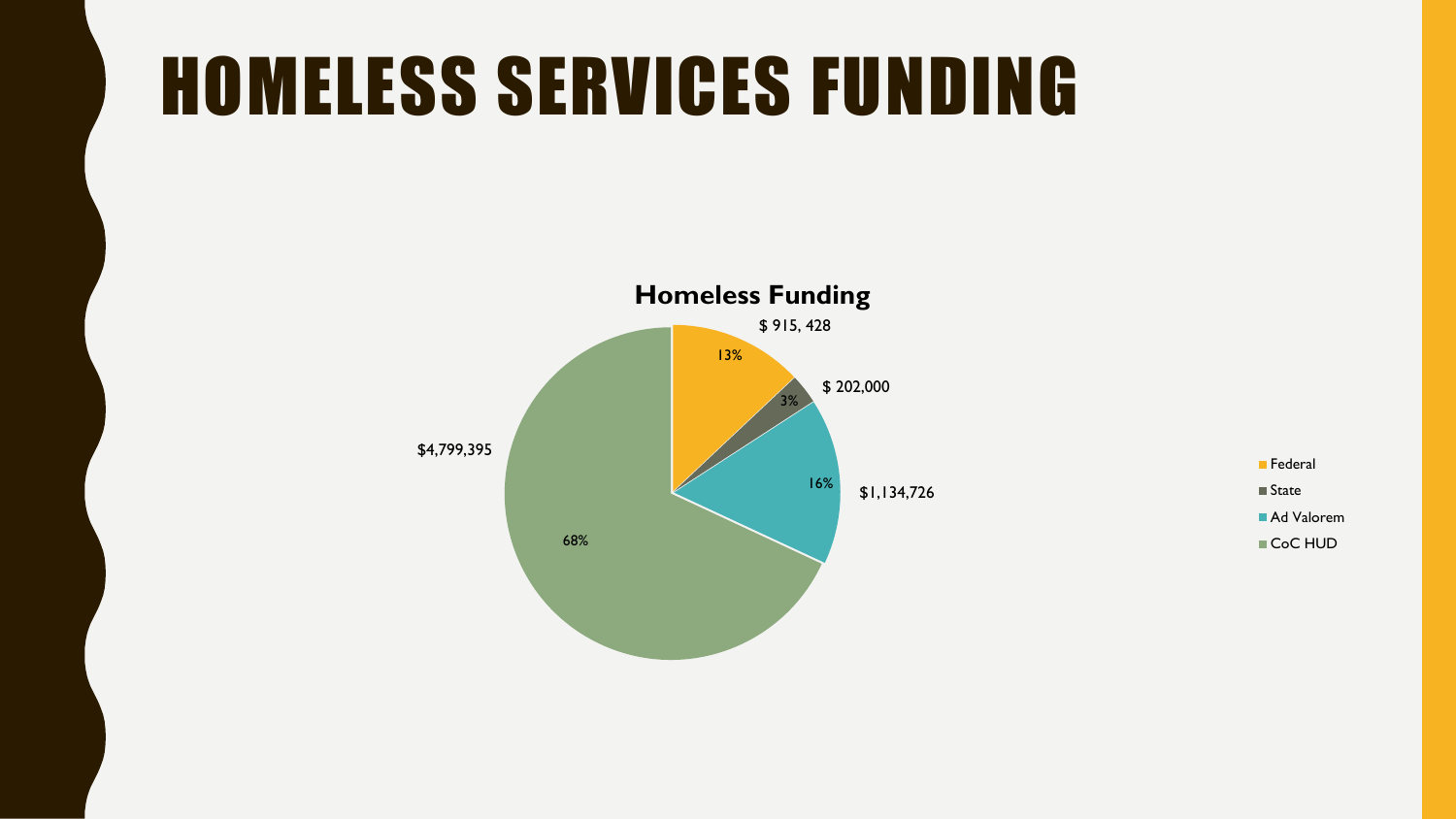# HOMELESS SERVICES FUNDING

**Homeless Funding**

$ 915, 428

13%

$ 202,000

3%

16%

$1,134,726

$4,799,395

68%

Federal

State

Ad Valorem

CoC HUD